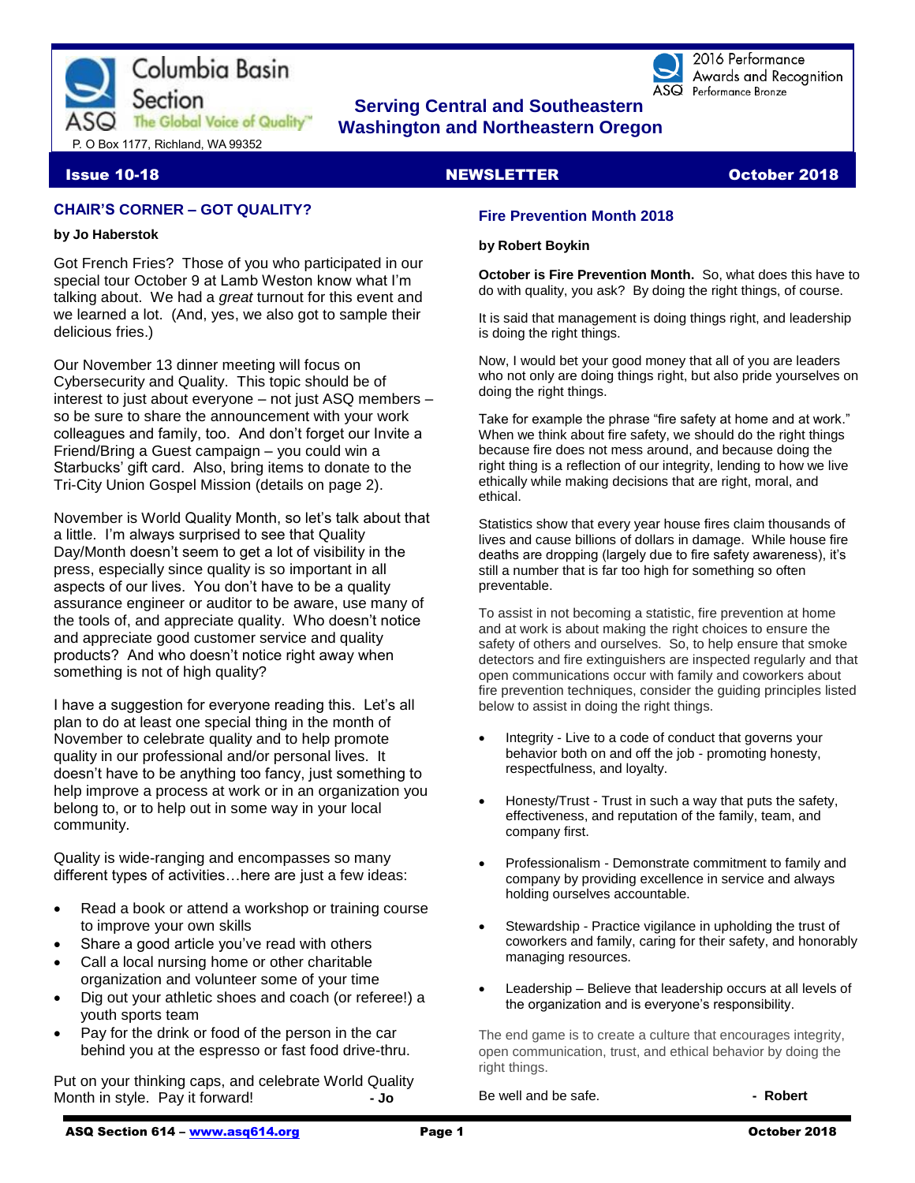Columbia Basin Section

ASQ The Global Voice of Quality™

P. O Box 1177, Richland, WA 99352

**Serving Central and Southeastern Washington and Northeastern Oregon**

2016 Performance Awards and Recognition
ASQ Performance Bronze

**Issue 10-18** **NEWSLETTER** **October 2018**

## CHAIR'S CORNER – GOT QUALITY?

**by Jo Haberstok**

Got French Fries? Those of you who participated in our special tour October 9 at Lamb Weston know what I'm talking about. We had a *great* turnout for this event and we learned a lot. (And, yes, we also got to sample their delicious fries.)

Our November 13 dinner meeting will focus on Cybersecurity and Quality. This topic should be of interest to just about everyone – not just ASQ members – so be sure to share the announcement with your work colleagues and family, too. And don't forget our Invite a Friend/Bring a Guest campaign – you could win a Starbucks' gift card. Also, bring items to donate to the Tri-City Union Gospel Mission (details on page 2).

November is World Quality Month, so let's talk about that a little. I'm always surprised to see that Quality Day/Month doesn't seem to get a lot of visibility in the press, especially since quality is so important in all aspects of our lives. You don't have to be a quality assurance engineer or auditor to be aware, use many of the tools of, and appreciate quality. Who doesn't notice and appreciate good customer service and quality products? And who doesn't notice right away when something is not of high quality?

I have a suggestion for everyone reading this. Let's all plan to do at least one special thing in the month of November to celebrate quality and to help promote quality in our professional and/or personal lives. It doesn't have to be anything too fancy, just something to help improve a process at work or in an organization you belong to, or to help out in some way in your local community.

Quality is wide-ranging and encompasses so many different types of activities…here are just a few ideas:

- Read a book or attend a workshop or training course to improve your own skills
- Share a good article you've read with others
- Call a local nursing home or other charitable organization and volunteer some of your time
- Dig out your athletic shoes and coach (or referee!) a youth sports team
- Pay for the drink or food of the person in the car behind you at the espresso or fast food drive-thru.

Put on your thinking caps, and celebrate World Quality Month in style. Pay it forward! **- Jo**

## Fire Prevention Month 2018

**by Robert Boykin**

**October is Fire Prevention Month.** So, what does this have to do with quality, you ask? By doing the right things, of course.

It is said that management is doing things right, and leadership is doing the right things.

Now, I would bet your good money that all of you are leaders who not only are doing things right, but also pride yourselves on doing the right things.

Take for example the phrase "fire safety at home and at work." When we think about fire safety, we should do the right things because fire does not mess around, and because doing the right thing is a reflection of our integrity, lending to how we live ethically while making decisions that are right, moral, and ethical.

Statistics show that every year house fires claim thousands of lives and cause billions of dollars in damage. While house fire deaths are dropping (largely due to fire safety awareness), it's still a number that is far too high for something so often preventable.

To assist in not becoming a statistic, fire prevention at home and at work is about making the right choices to ensure the safety of others and ourselves. So, to help ensure that smoke detectors and fire extinguishers are inspected regularly and that open communications occur with family and coworkers about fire prevention techniques, consider the guiding principles listed below to assist in doing the right things.

- Integrity - Live to a code of conduct that governs your behavior both on and off the job - promoting honesty, respectfulness, and loyalty.
- Honesty/Trust - Trust in such a way that puts the safety, effectiveness, and reputation of the family, team, and company first.
- Professionalism - Demonstrate commitment to family and company by providing excellence in service and always holding ourselves accountable.
- Stewardship - Practice vigilance in upholding the trust of coworkers and family, caring for their safety, and honorably managing resources.
- Leadership – Believe that leadership occurs at all levels of the organization and is everyone's responsibility.

The end game is to create a culture that encourages integrity, open communication, trust, and ethical behavior by doing the right things.

Be well and be safe. **- Robert**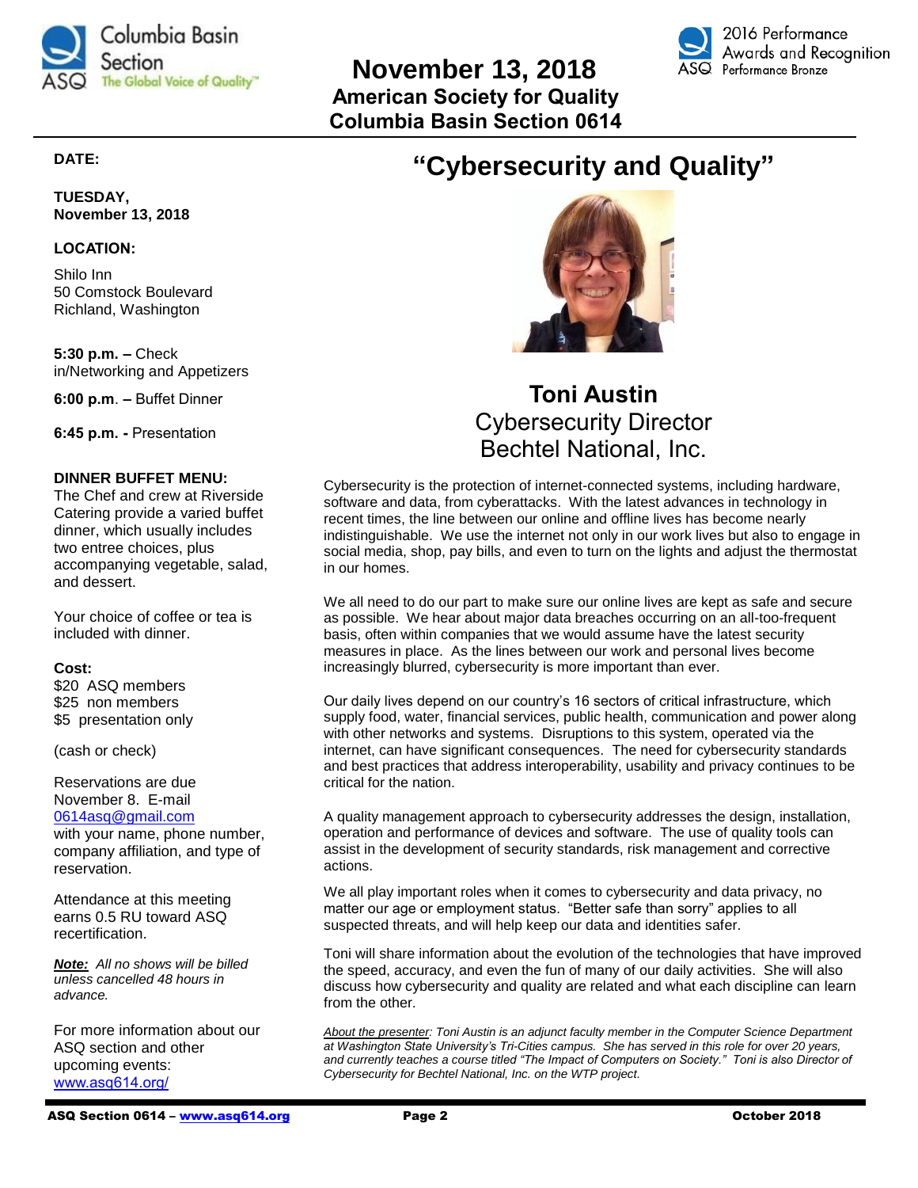# November 13, 2018

**American Society for Quality**
**Columbia Basin Section 0614**

2016 Performance Awards and Recognition
Performance Bronze

**DATE:**

**TUESDAY, November 13, 2018**

**LOCATION:**

Shilo Inn
50 Comstock Boulevard
Richland, Washington

**5:30 p.m. –** Check in/Networking and Appetizers

**6:00 p.m**. **–** Buffet Dinner

**6:45 p.m. -** Presentation

**DINNER BUFFET MENU:**
The Chef and crew at Riverside Catering provide a varied buffet dinner, which usually includes two entree choices, plus accompanying vegetable, salad, and dessert.

Your choice of coffee or tea is included with dinner.

**Cost:**
$20 ASQ members
$25 non members
$5 presentation only

(cash or check)

Reservations are due November 8. E-mail 0614asq@gmail.com with your name, phone number, company affiliation, and type of reservation.

Attendance at this meeting earns 0.5 RU toward ASQ recertification.

***Note:*** *All no shows will be billed unless cancelled 48 hours in advance.*

For more information about our ASQ section and other upcoming events: www.asq614.org/

## "Cybersecurity and Quality"

**Toni Austin**
Cybersecurity Director
Bechtel National, Inc.

Cybersecurity is the protection of internet-connected systems, including hardware, software and data, from cyberattacks. With the latest advances in technology in recent times, the line between our online and offline lives has become nearly indistinguishable. We use the internet not only in our work lives but also to engage in social media, shop, pay bills, and even to turn on the lights and adjust the thermostat in our homes.

We all need to do our part to make sure our online lives are kept as safe and secure as possible. We hear about major data breaches occurring on an all-too-frequent basis, often within companies that we would assume have the latest security measures in place. As the lines between our work and personal lives become increasingly blurred, cybersecurity is more important than ever.

Our daily lives depend on our country's 16 sectors of critical infrastructure, which supply food, water, financial services, public health, communication and power along with other networks and systems. Disruptions to this system, operated via the internet, can have significant consequences. The need for cybersecurity standards and best practices that address interoperability, usability and privacy continues to be critical for the nation.

A quality management approach to cybersecurity addresses the design, installation, operation and performance of devices and software. The use of quality tools can assist in the development of security standards, risk management and corrective actions.

We all play important roles when it comes to cybersecurity and data privacy, no matter our age or employment status. "Better safe than sorry" applies to all suspected threats, and will help keep our data and identities safer.

Toni will share information about the evolution of the technologies that have improved the speed, accuracy, and even the fun of many of our daily activities. She will also discuss how cybersecurity and quality are related and what each discipline can learn from the other.

*About the presenter: Toni Austin is an adjunct faculty member in the Computer Science Department at Washington State University's Tri-Cities campus. She has served in this role for over 20 years, and currently teaches a course titled "The Impact of Computers on Society." Toni is also Director of Cybersecurity for Bechtel National, Inc. on the WTP project.*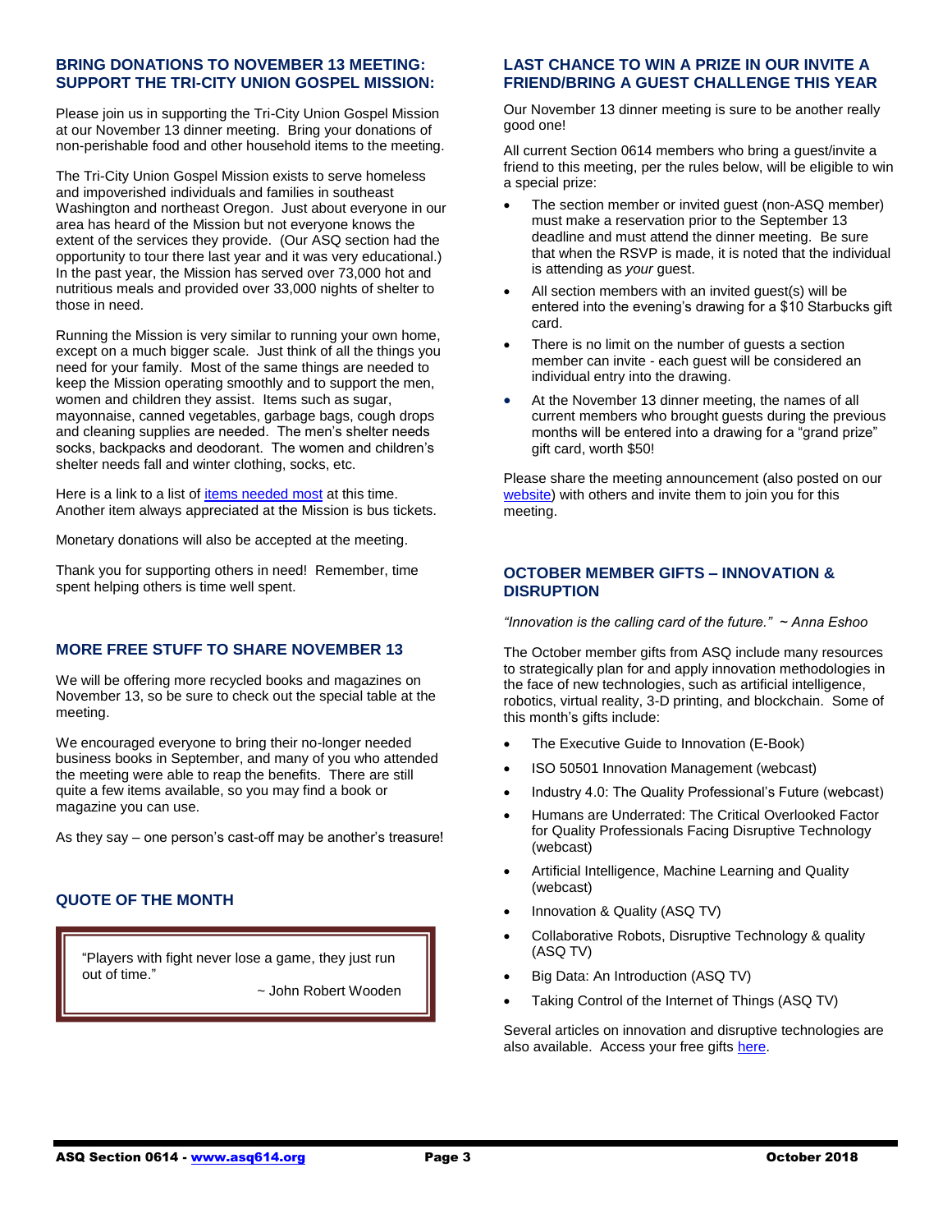## BRING DONATIONS TO NOVEMBER 13 MEETING: SUPPORT THE TRI-CITY UNION GOSPEL MISSION:

Please join us in supporting the Tri-City Union Gospel Mission at our November 13 dinner meeting. Bring your donations of non-perishable food and other household items to the meeting.

The Tri-City Union Gospel Mission exists to serve homeless and impoverished individuals and families in southeast Washington and northeast Oregon. Just about everyone in our area has heard of the Mission but not everyone knows the extent of the services they provide. (Our ASQ section had the opportunity to tour there last year and it was very educational.) In the past year, the Mission has served over 73,000 hot and nutritious meals and provided over 33,000 nights of shelter to those in need.

Running the Mission is very similar to running your own home, except on a much bigger scale. Just think of all the things you need for your family. Most of the same things are needed to keep the Mission operating smoothly and to support the men, women and children they assist. Items such as sugar, mayonnaise, canned vegetables, garbage bags, cough drops and cleaning supplies are needed. The men's shelter needs socks, backpacks and deodorant. The women and children's shelter needs fall and winter clothing, socks, etc.

Here is a link to a list of items needed most at this time. Another item always appreciated at the Mission is bus tickets.

Monetary donations will also be accepted at the meeting.

Thank you for supporting others in need! Remember, time spent helping others is time well spent.

## MORE FREE STUFF TO SHARE NOVEMBER 13

We will be offering more recycled books and magazines on November 13, so be sure to check out the special table at the meeting.

We encouraged everyone to bring their no-longer needed business books in September, and many of you who attended the meeting were able to reap the benefits. There are still quite a few items available, so you may find a book or magazine you can use.

As they say – one person's cast-off may be another's treasure!

## QUOTE OF THE MONTH

> "Players with fight never lose a game, they just run out of time."
>
> ~ John Robert Wooden

## LAST CHANCE TO WIN A PRIZE IN OUR INVITE A FRIEND/BRING A GUEST CHALLENGE THIS YEAR

Our November 13 dinner meeting is sure to be another really good one!

All current Section 0614 members who bring a guest/invite a friend to this meeting, per the rules below, will be eligible to win a special prize:

- The section member or invited guest (non-ASQ member) must make a reservation prior to the September 13 deadline and must attend the dinner meeting. Be sure that when the RSVP is made, it is noted that the individual is attending as *your* guest.
- All section members with an invited guest(s) will be entered into the evening's drawing for a $10 Starbucks gift card.
- There is no limit on the number of guests a section member can invite - each guest will be considered an individual entry into the drawing.
- At the November 13 dinner meeting, the names of all current members who brought guests during the previous months will be entered into a drawing for a "grand prize" gift card, worth $50!

Please share the meeting announcement (also posted on our website) with others and invite them to join you for this meeting.

## OCTOBER MEMBER GIFTS – INNOVATION & DISRUPTION

*"Innovation is the calling card of the future." ~ Anna Eshoo*

The October member gifts from ASQ include many resources to strategically plan for and apply innovation methodologies in the face of new technologies, such as artificial intelligence, robotics, virtual reality, 3-D printing, and blockchain. Some of this month's gifts include:

- The Executive Guide to Innovation (E-Book)
- ISO 50501 Innovation Management (webcast)
- Industry 4.0: The Quality Professional's Future (webcast)
- Humans are Underrated: The Critical Overlooked Factor for Quality Professionals Facing Disruptive Technology (webcast)
- Artificial Intelligence, Machine Learning and Quality (webcast)
- Innovation & Quality (ASQ TV)
- Collaborative Robots, Disruptive Technology & quality (ASQ TV)
- Big Data: An Introduction (ASQ TV)
- Taking Control of the Internet of Things (ASQ TV)

Several articles on innovation and disruptive technologies are also available. Access your free gifts here.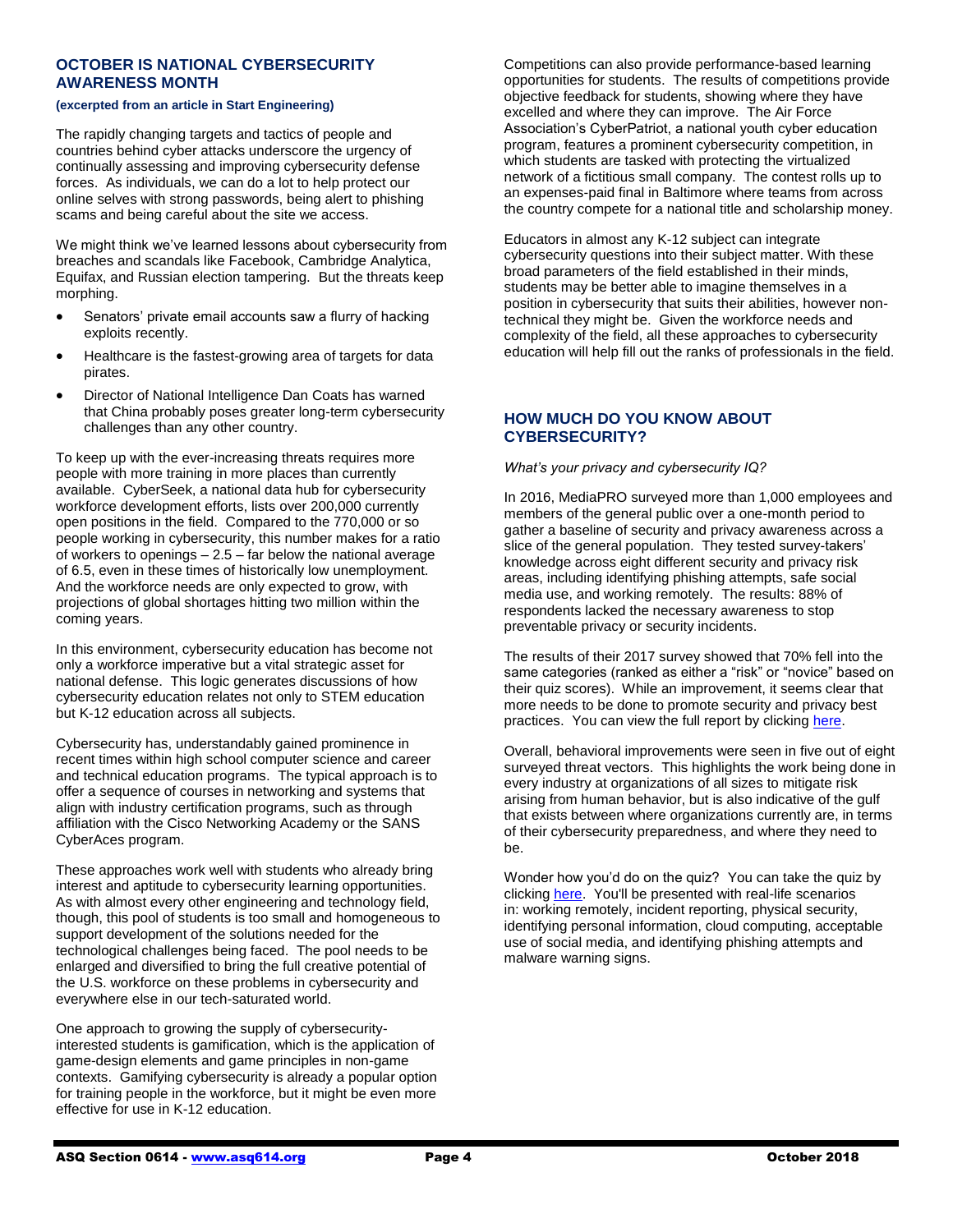## OCTOBER IS NATIONAL CYBERSECURITY AWARENESS MONTH

**(excerpted from an article in Start Engineering)**

The rapidly changing targets and tactics of people and countries behind cyber attacks underscore the urgency of continually assessing and improving cybersecurity defense forces. As individuals, we can do a lot to help protect our online selves with strong passwords, being alert to phishing scams and being careful about the site we access.

We might think we've learned lessons about cybersecurity from breaches and scandals like Facebook, Cambridge Analytica, Equifax, and Russian election tampering. But the threats keep morphing.

- Senators' private email accounts saw a flurry of hacking exploits recently.
- Healthcare is the fastest-growing area of targets for data pirates.
- Director of National Intelligence Dan Coats has warned that China probably poses greater long-term cybersecurity challenges than any other country.

To keep up with the ever-increasing threats requires more people with more training in more places than currently available. CyberSeek, a national data hub for cybersecurity workforce development efforts, lists over 200,000 currently open positions in the field. Compared to the 770,000 or so people working in cybersecurity, this number makes for a ratio of workers to openings – 2.5 – far below the national average of 6.5, even in these times of historically low unemployment. And the workforce needs are only expected to grow, with projections of global shortages hitting two million within the coming years.

In this environment, cybersecurity education has become not only a workforce imperative but a vital strategic asset for national defense. This logic generates discussions of how cybersecurity education relates not only to STEM education but K-12 education across all subjects.

Cybersecurity has, understandably gained prominence in recent times within high school computer science and career and technical education programs. The typical approach is to offer a sequence of courses in networking and systems that align with industry certification programs, such as through affiliation with the Cisco Networking Academy or the SANS CyberAces program.

These approaches work well with students who already bring interest and aptitude to cybersecurity learning opportunities. As with almost every other engineering and technology field, though, this pool of students is too small and homogeneous to support development of the solutions needed for the technological challenges being faced. The pool needs to be enlarged and diversified to bring the full creative potential of the U.S. workforce on these problems in cybersecurity and everywhere else in our tech-saturated world.

One approach to growing the supply of cybersecurity-interested students is gamification, which is the application of game-design elements and game principles in non-game contexts. Gamifying cybersecurity is already a popular option for training people in the workforce, but it might be even more effective for use in K-12 education.

Competitions can also provide performance-based learning opportunities for students. The results of competitions provide objective feedback for students, showing where they have excelled and where they can improve. The Air Force Association's CyberPatriot, a national youth cyber education program, features a prominent cybersecurity competition, in which students are tasked with protecting the virtualized network of a fictitious small company. The contest rolls up to an expenses-paid final in Baltimore where teams from across the country compete for a national title and scholarship money.

Educators in almost any K-12 subject can integrate cybersecurity questions into their subject matter. With these broad parameters of the field established in their minds, students may be better able to imagine themselves in a position in cybersecurity that suits their abilities, however non-technical they might be. Given the workforce needs and complexity of the field, all these approaches to cybersecurity education will help fill out the ranks of professionals in the field.

## HOW MUCH DO YOU KNOW ABOUT CYBERSECURITY?

*What's your privacy and cybersecurity IQ?*

In 2016, MediaPRO surveyed more than 1,000 employees and members of the general public over a one-month period to gather a baseline of security and privacy awareness across a slice of the general population. They tested survey-takers' knowledge across eight different security and privacy risk areas, including identifying phishing attempts, safe social media use, and working remotely. The results: 88% of respondents lacked the necessary awareness to stop preventable privacy or security incidents.

The results of their 2017 survey showed that 70% fell into the same categories (ranked as either a "risk" or "novice" based on their quiz scores). While an improvement, it seems clear that more needs to be done to promote security and privacy best practices. You can view the full report by clicking here.

Overall, behavioral improvements were seen in five out of eight surveyed threat vectors. This highlights the work being done in every industry at organizations of all sizes to mitigate risk arising from human behavior, but is also indicative of the gulf that exists between where organizations currently are, in terms of their cybersecurity preparedness, and where they need to be.

Wonder how you'd do on the quiz? You can take the quiz by clicking here. You'll be presented with real-life scenarios in: working remotely, incident reporting, physical security, identifying personal information, cloud computing, acceptable use of social media, and identifying phishing attempts and malware warning signs.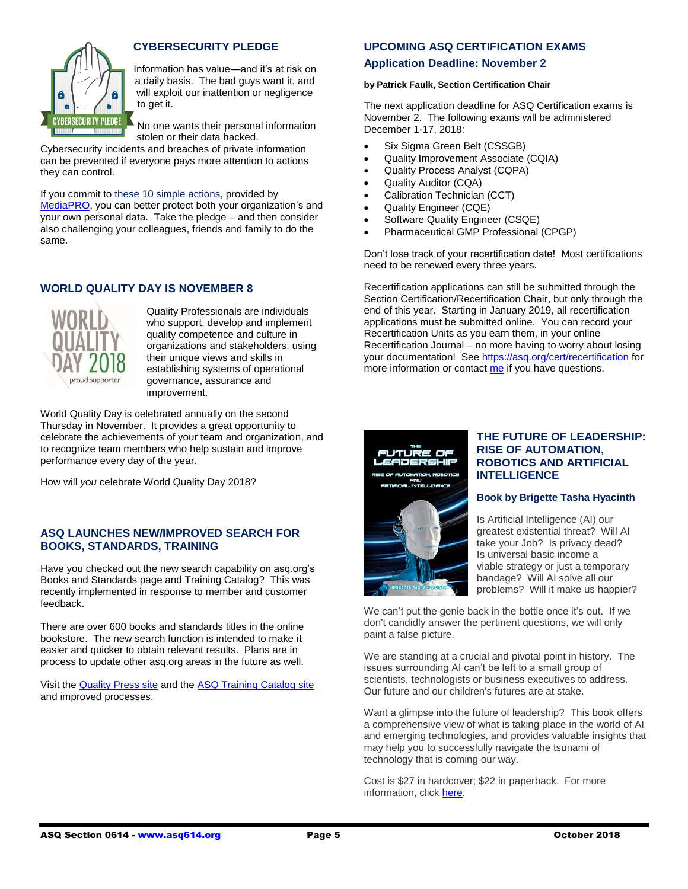## CYBERSECURITY PLEDGE

Information has value—and it's at risk on a daily basis. The bad guys want it, and will exploit our inattention or negligence to get it.

No one wants their personal information stolen or their data hacked. Cybersecurity incidents and breaches of private information can be prevented if everyone pays more attention to actions they can control.

If you commit to these 10 simple actions, provided by MediaPRO, you can better protect both your organization's and your own personal data. Take the pledge – and then consider also challenging your colleagues, friends and family to do the same.

## WORLD QUALITY DAY IS NOVEMBER 8

Quality Professionals are individuals who support, develop and implement quality competence and culture in organizations and stakeholders, using their unique views and skills in establishing systems of operational governance, assurance and improvement.

World Quality Day is celebrated annually on the second Thursday in November. It provides a great opportunity to celebrate the achievements of your team and organization, and to recognize team members who help sustain and improve performance every day of the year.

How will *you* celebrate World Quality Day 2018?

## ASQ LAUNCHES NEW/IMPROVED SEARCH FOR BOOKS, STANDARDS, TRAINING

Have you checked out the new search capability on asq.org's Books and Standards page and Training Catalog? This was recently implemented in response to member and customer feedback.

There are over 600 books and standards titles in the online bookstore. The new search function is intended to make it easier and quicker to obtain relevant results. Plans are in process to update other asq.org areas in the future as well.

Visit the Quality Press site and the ASQ Training Catalog site and improved processes.

## UPCOMING ASQ CERTIFICATION EXAMS

### Application Deadline: November 2

**by Patrick Faulk, Section Certification Chair**

The next application deadline for ASQ Certification exams is November 2. The following exams will be administered December 1-17, 2018:

- Six Sigma Green Belt (CSSGB)
- Quality Improvement Associate (CQIA)
- Quality Process Analyst (CQPA)
- Quality Auditor (CQA)
- Calibration Technician (CCT)
- Quality Engineer (CQE)
- Software Quality Engineer (CSQE)
- Pharmaceutical GMP Professional (CPGP)

Don't lose track of your recertification date! Most certifications need to be renewed every three years.

Recertification applications can still be submitted through the Section Certification/Recertification Chair, but only through the end of this year. Starting in January 2019, all recertification applications must be submitted online. You can record your Recertification Units as you earn them, in your online Recertification Journal – no more having to worry about losing your documentation! See https://asq.org/cert/recertification for more information or contact me if you have questions.

## THE FUTURE OF LEADERSHIP: RISE OF AUTOMATION, ROBOTICS AND ARTIFICIAL INTELLIGENCE

### Book by Brigette Tasha Hyacinth

Is Artificial Intelligence (AI) our greatest existential threat? Will AI take your Job? Is privacy dead? Is universal basic income a viable strategy or just a temporary bandage? Will AI solve all our problems? Will it make us happier?

We can't put the genie back in the bottle once it's out. If we don't candidly answer the pertinent questions, we will only paint a false picture.

We are standing at a crucial and pivotal point in history. The issues surrounding AI can't be left to a small group of scientists, technologists or business executives to address. Our future and our children's futures are at stake.

Want a glimpse into the future of leadership? This book offers a comprehensive view of what is taking place in the world of AI and emerging technologies, and provides valuable insights that may help you to successfully navigate the tsunami of technology that is coming our way.

Cost is $27 in hardcover; $22 in paperback. For more information, click here.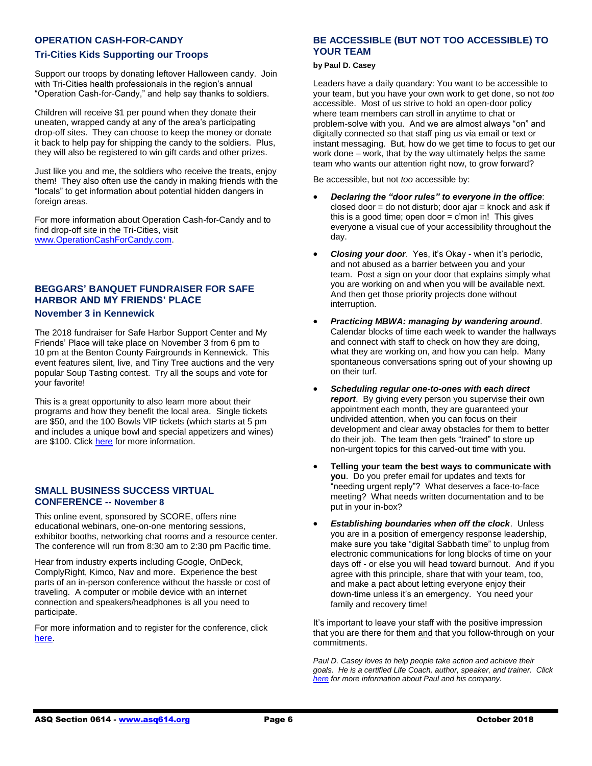## OPERATION CASH-FOR-CANDY

### Tri-Cities Kids Supporting our Troops

Support our troops by donating leftover Halloween candy. Join with Tri-Cities health professionals in the region's annual "Operation Cash-for-Candy," and help say thanks to soldiers.

Children will receive $1 per pound when they donate their uneaten, wrapped candy at any of the area's participating drop-off sites. They can choose to keep the money or donate it back to help pay for shipping the candy to the soldiers. Plus, they will also be registered to win gift cards and other prizes.

Just like you and me, the soldiers who receive the treats, enjoy them! They also often use the candy in making friends with the "locals" to get information about potential hidden dangers in foreign areas.

For more information about Operation Cash-for-Candy and to find drop-off site in the Tri-Cities, visit [www.OperationCashForCandy.com](www.OperationCashForCandy.com).

## BEGGARS' BANQUET FUNDRAISER FOR SAFE HARBOR AND MY FRIENDS' PLACE

### November 3 in Kennewick

The 2018 fundraiser for Safe Harbor Support Center and My Friends' Place will take place on November 3 from 6 pm to 10 pm at the Benton County Fairgrounds in Kennewick. This event features silent, live, and Tiny Tree auctions and the very popular Soup Tasting contest. Try all the soups and vote for your favorite!

This is a great opportunity to also learn more about their programs and how they benefit the local area. Single tickets are $50, and the 100 Bowls VIP tickets (which starts at 5 pm and includes a unique bowl and special appetizers and wines) are $100. Click here for more information.

## SMALL BUSINESS SUCCESS VIRTUAL CONFERENCE -- November 8

This online event, sponsored by SCORE, offers nine educational webinars, one-on-one mentoring sessions, exhibitor booths, networking chat rooms and a resource center. The conference will run from 8:30 am to 2:30 pm Pacific time.

Hear from industry experts including Google, OnDeck, ComplyRight, Kimco, Nav and more. Experience the best parts of an in-person conference without the hassle or cost of traveling. A computer or mobile device with an internet connection and speakers/headphones is all you need to participate.

For more information and to register for the conference, click here.

## BE ACCESSIBLE (BUT NOT TOO ACCESSIBLE) TO YOUR TEAM

**by Paul D. Casey**

Leaders have a daily quandary: You want to be accessible to your team, but you have your own work to get done, so not *too* accessible. Most of us strive to hold an open-door policy where team members can stroll in anytime to chat or problem-solve with you. And we are almost always "on" and digitally connected so that staff ping us via email or text or instant messaging. But, how do we get time to focus to get our work done – work, that by the way ultimately helps the same team who wants our attention right now, to grow forward?

Be accessible, but not *too* accessible by:

- ***Declaring the "door rules" to everyone in the office***: closed door = do not disturb; door ajar = knock and ask if this is a good time; open door = c'mon in! This gives everyone a visual cue of your accessibility throughout the day.
- ***Closing your door***. Yes, it's Okay - when it's periodic, and not abused as a barrier between you and your team. Post a sign on your door that explains simply what you are working on and when you will be available next. And then get those priority projects done without interruption.
- ***Practicing MBWA: managing by wandering around***. Calendar blocks of time each week to wander the hallways and connect with staff to check on how they are doing, what they are working on, and how you can help. Many spontaneous conversations spring out of your showing up on their turf.
- ***Scheduling regular one-to-ones with each direct report***. By giving every person you supervise their own appointment each month, they are guaranteed your undivided attention, when you can focus on their development and clear away obstacles for them to better do their job. The team then gets "trained" to store up non-urgent topics for this carved-out time with you.
- **Telling your team the best ways to communicate with you**. Do you prefer email for updates and texts for "needing urgent reply"? What deserves a face-to-face meeting? What needs written documentation and to be put in your in-box?
- ***Establishing boundaries when off the clock***. Unless you are in a position of emergency response leadership, make sure you take "digital Sabbath time" to unplug from electronic communications for long blocks of time on your days off - or else you will head toward burnout. And if you agree with this principle, share that with your team, too, and make a pact about letting everyone enjoy their down-time unless it's an emergency. You need your family and recovery time!

It's important to leave your staff with the positive impression that you are there for them and that you follow-through on your commitments.

*Paul D. Casey loves to help people take action and achieve their goals. He is a certified Life Coach, author, speaker, and trainer. Click here for more information about Paul and his company.*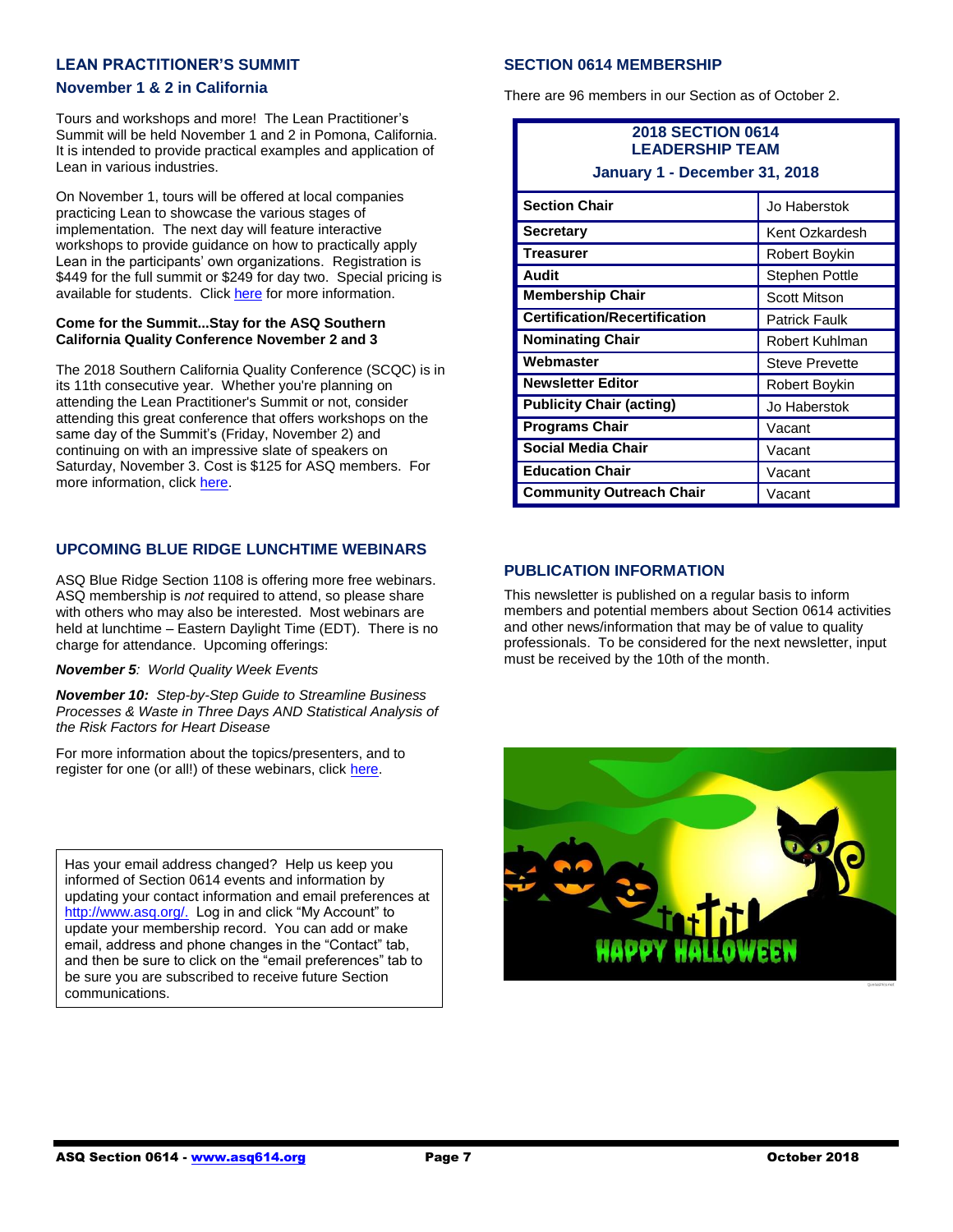## LEAN PRACTITIONER'S SUMMIT

### November 1 & 2 in California

Tours and workshops and more! The Lean Practitioner's Summit will be held November 1 and 2 in Pomona, California. It is intended to provide practical examples and application of Lean in various industries.

On November 1, tours will be offered at local companies practicing Lean to showcase the various stages of implementation. The next day will feature interactive workshops to provide guidance on how to practically apply Lean in the participants' own organizations. Registration is $449 for the full summit or $249 for day two. Special pricing is available for students. Click here for more information.

**Come for the Summit...Stay for the ASQ Southern California Quality Conference November 2 and 3**

The 2018 Southern California Quality Conference (SCQC) is in its 11th consecutive year. Whether you're planning on attending the Lean Practitioner's Summit or not, consider attending this great conference that offers workshops on the same day of the Summit's (Friday, November 2) and continuing on with an impressive slate of speakers on Saturday, November 3. Cost is $125 for ASQ members. For more information, click here.

## UPCOMING BLUE RIDGE LUNCHTIME WEBINARS

ASQ Blue Ridge Section 1108 is offering more free webinars. ASQ membership is *not* required to attend, so please share with others who may also be interested. Most webinars are held at lunchtime – Eastern Daylight Time (EDT). There is no charge for attendance. Upcoming offerings:

***November 5**: World Quality Week Events*

***November 10:** Step-by-Step Guide to Streamline Business Processes & Waste in Three Days AND Statistical Analysis of the Risk Factors for Heart Disease*

For more information about the topics/presenters, and to register for one (or all!) of these webinars, click here.

Has your email address changed? Help us keep you informed of Section 0614 events and information by updating your contact information and email preferences at http://www.asq.org/. Log in and click "My Account" to update your membership record. You can add or make email, address and phone changes in the "Contact" tab, and then be sure to click on the "email preferences" tab to be sure you are subscribed to receive future Section communications.

## SECTION 0614 MEMBERSHIP

There are 96 members in our Section as of October 2.

**2018 SECTION 0614 LEADERSHIP TEAM**
**January 1 - December 31, 2018**

| | |
|---|---|
| **Section Chair** | Jo Haberstok |
| **Secretary** | Kent Ozkardesh |
| **Treasurer** | Robert Boykin |
| **Audit** | Stephen Pottle |
| **Membership Chair** | Scott Mitson |
| **Certification/Recertification** | Patrick Faulk |
| **Nominating Chair** | Robert Kuhlman |
| **Webmaster** | Steve Prevette |
| **Newsletter Editor** | Robert Boykin |
| **Publicity Chair (acting)** | Jo Haberstok |
| **Programs Chair** | Vacant |
| **Social Media Chair** | Vacant |
| **Education Chair** | Vacant |
| **Community Outreach Chair** | Vacant |

## PUBLICATION INFORMATION

This newsletter is published on a regular basis to inform members and potential members about Section 0614 activities and other news/information that may be of value to quality professionals. To be considered for the next newsletter, input must be received by the 10th of the month.